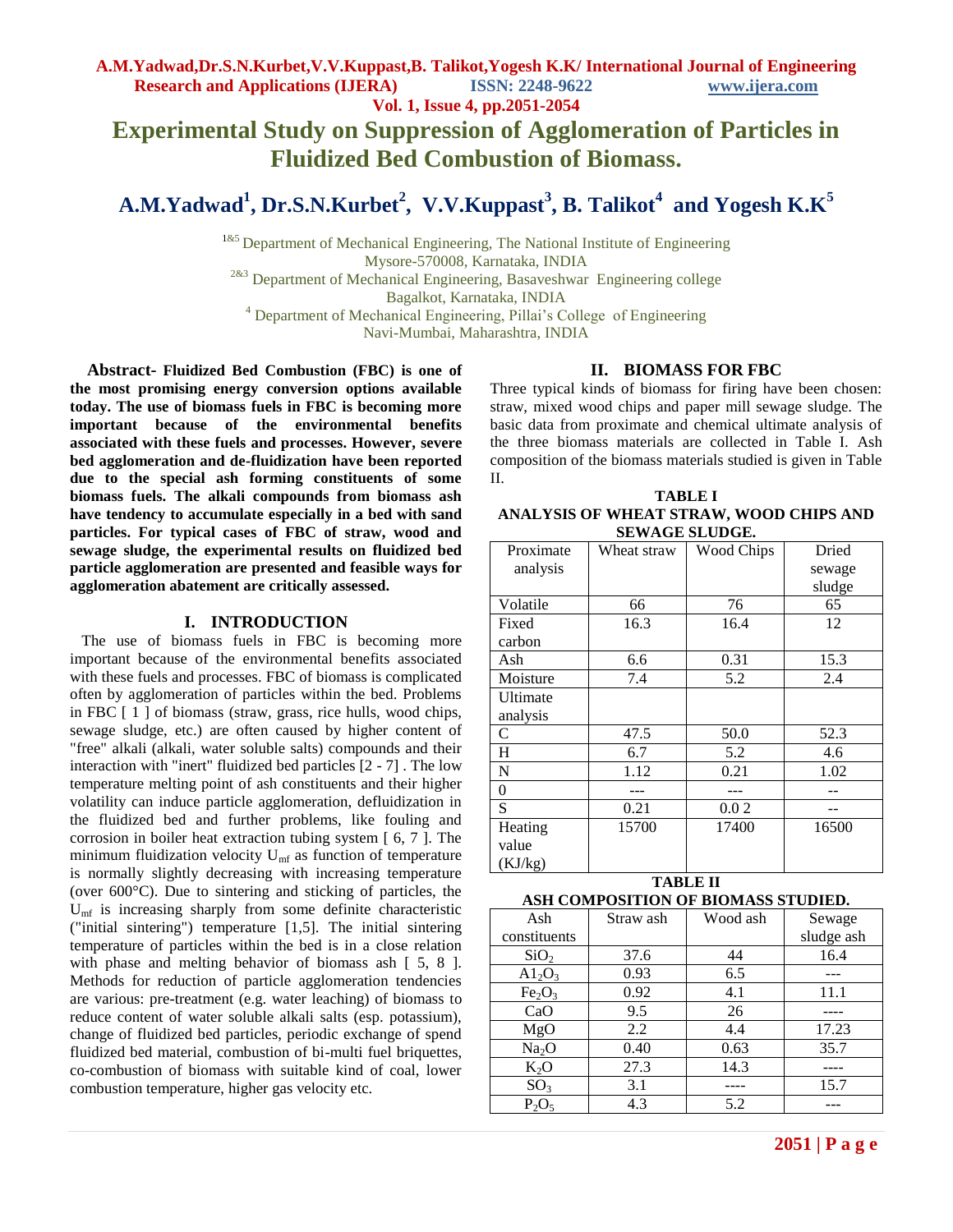# Experimental Study on Suppression of Agglomeration of Particles in Fluidized Bed Combustion of Biomass.

**A.M.Yadwad[1], Dr.S.N.Kurbet[2], V.V.Kuppast[3], B. Talikot[4] and Yogesh K.K[5]**

[1&5] Department of Mechanical Engineering, The National Institute of Engineering
Mysore-570008, Karnataka, INDIA
[2&3] Department of Mechanical Engineering, Basaveshwar Engineering college
Bagalkot, Karnataka, INDIA
[4] Department of Mechanical Engineering, Pillai's College of Engineering
Navi-Mumbai, Maharashtra, INDIA

**Abstract- Fluidized Bed Combustion (FBC) is one of the most promising energy conversion options available today. The use of biomass fuels in FBC is becoming more important because of the environmental benefits associated with these fuels and processes. However, severe bed agglomeration and de-fluidization have been reported due to the special ash forming constituents of some biomass fuels. The alkali compounds from biomass ash have tendency to accumulate especially in a bed with sand particles. For typical cases of FBC of straw, wood and sewage sludge, the experimental results on fluidized bed particle agglomeration are presented and feasible ways for agglomeration abatement are critically assessed.**

## I. INTRODUCTION

The use of biomass fuels in FBC is becoming more important because of the environmental benefits associated with these fuels and processes. FBC of biomass is complicated often by agglomeration of particles within the bed. Problems in FBC [ 1 ] of biomass (straw, grass, rice hulls, wood chips, sewage sludge, etc.) are often caused by higher content of "free" alkali (alkali, water soluble salts) compounds and their interaction with "inert" fluidized bed particles [2 - 7] . The low temperature melting point of ash constituents and their higher volatility can induce particle agglomeration, defluidization in the fluidized bed and further problems, like fouling and corrosion in boiler heat extraction tubing system [ 6, 7 ]. The minimum fluidization velocity $U_{mf}$ as function of temperature is normally slightly decreasing with increasing temperature (over 600°C). Due to sintering and sticking of particles, the $U_{mf}$ is increasing sharply from some definite characteristic ("initial sintering") temperature [1,5]. The initial sintering temperature of particles within the bed is in a close relation with phase and melting behavior of biomass ash [ 5, 8 ]. Methods for reduction of particle agglomeration tendencies are various: pre-treatment (e.g. water leaching) of biomass to reduce content of water soluble alkali salts (esp. potassium), change of fluidized bed particles, periodic exchange of spend fluidized bed material, combustion of bi-multi fuel briquettes, co-combustion of biomass with suitable kind of coal, lower combustion temperature, higher gas velocity etc.

## II. BIOMASS FOR FBC

Three typical kinds of biomass for firing have been chosen: straw, mixed wood chips and paper mill sewage sludge. The basic data from proximate and chemical ultimate analysis of the three biomass materials are collected in Table I. Ash composition of the biomass materials studied is given in Table II.

**TABLE I**
**ANALYSIS OF WHEAT STRAW, WOOD CHIPS AND SEWAGE SLUDGE.**

| Proximate analysis | Wheat straw | Wood Chips | Dried sewage sludge |
|---|---|---|---|
| Volatile | 66 | 76 | 65 |
| Fixed carbon | 16.3 | 16.4 | 12 |
| Ash | 6.6 | 0.31 | 15.3 |
| Moisture | 7.4 | 5.2 | 2.4 |
| Ultimate analysis | | | |
| C | 47.5 | 50.0 | 52.3 |
| H | 6.7 | 5.2 | 4.6 |
| N | 1.12 | 0.21 | 1.02 |
| 0 | --- | --- | -- |
| S | 0.21 | 0.0 2 | -- |
| Heating value (KJ/kg) | 15700 | 17400 | 16500 |

**TABLE II**
**ASH COMPOSITION OF BIOMASS STUDIED.**

| Ash constituents | Straw ash | Wood ash | Sewage sludge ash |
|---|---|---|---|
| $SiO_2$ | 37.6 | 44 | 16.4 |
| $Al_2O_3$ | 0.93 | 6.5 | --- |
| $Fe_2O_3$ | 0.92 | 4.1 | 11.1 |
| CaO | 9.5 | 26 | ---- |
| MgO | 2.2 | 4.4 | 17.23 |
| $Na_2O$ | 0.40 | 0.63 | 35.7 |
| $K_2O$ | 27.3 | 14.3 | ---- |
| $SO_3$ | 3.1 | ---- | 15.7 |
| $P_2O_5$ | 4.3 | 5.2 | --- |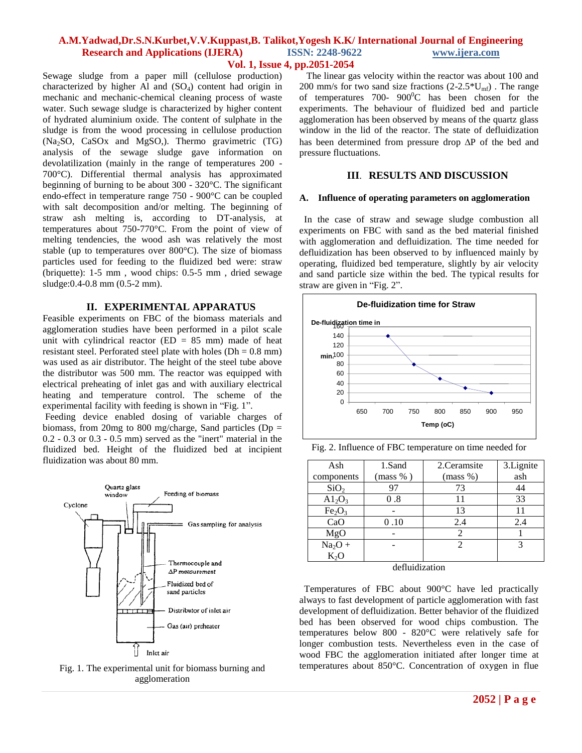Sewage sludge from a paper mill (cellulose production) characterized by higher Al and ($SO_4$) content had origin in mechanic and mechanic-chemical cleaning process of waste water. Such sewage sludge is characterized by higher content of hydrated aluminium oxide. The content of sulphate in the sludge is from the wood processing in cellulose production ($Na_2SO$, CaSOx and MgSO,). Thermo gravimetric (TG) analysis of the sewage sludge gave information on devolatilization (mainly in the range of temperatures 200 - 700°C). Differential thermal analysis has approximated beginning of burning to be about 300 - 320°C. The significant endo-effect in temperature range 750 - 900°C can be coupled with salt decomposition and/or melting. The beginning of straw ash melting is, according to DT-analysis, at temperatures about 750-770°C. From the point of view of melting tendencies, the wood ash was relatively the most stable (up to temperatures over 800°C). The size of biomass particles used for feeding to the fluidized bed were: straw (briquette): 1-5 mm , wood chips: 0.5-5 mm , dried sewage sludge:0.4-0.8 mm (0.5-2 mm).

## II. EXPERIMENTAL APPARATUS

Feasible experiments on FBC of the biomass materials and agglomeration studies have been performed in a pilot scale unit with cylindrical reactor (ED = 85 mm) made of heat resistant steel. Perforated steel plate with holes (Dh = 0.8 mm) was used as air distributor. The height of the steel tube above the distributor was 500 mm. The reactor was equipped with electrical preheating of inlet gas and with auxiliary electrical heating and temperature control. The scheme of the experimental facility with feeding is shown in "Fig. 1".

Feeding device enabled dosing of variable charges of biomass, from 20mg to 800 mg/charge, Sand particles (Dp = 0.2 - 0.3 or 0.3 - 0.5 mm) served as the "inert" material in the fluidized bed. Height of the fluidized bed at incipient fluidization was about 80 mm.

Fig. 1. The experimental unit for biomass burning and agglomeration

The linear gas velocity within the reactor was about 100 and 200 mm/s for two sand size fractions ($2\text{-}2.5^*U_{mf}$) . The range of temperatures 700- 900$^0$C has been chosen for the experiments. The behaviour of fluidized bed and particle agglomeration has been observed by means of the quartz glass window in the lid of the reactor. The state of defluidization has been determined from pressure drop ΔP of the bed and pressure fluctuations.

## III. RESULTS AND DISCUSSION

### A. Influence of operating parameters on agglomeration

In the case of straw and sewage sludge combustion all experiments on FBC with sand as the bed material finished with agglomeration and defluidization. The time needed for defluidization has been observed to by influenced mainly by operating, fluidized bed temperature, slightly by air velocity and sand particle size within the bed. The typical results for straw are given in "Fig. 2".

Fig. 2. Influence of FBC temperature on time needed for defluidization

| Ash components | 1.Sand (mass % ) | 2.Ceramsite (mass %) | 3.Lignite ash |
|---|---|---|---|
| $SiO_2$ | 97 | 73 | 44 |
| $Al_2O_3$ | 0 .8 | 11 | 33 |
| $Fe_2O_3$ | - | 13 | 11 |
| CaO | 0 .10 | 2.4 | 2.4 |
| MgO | - | 2 | 1 |
| $Na_2O$ + $K_2O$ | - | 2 | 3 |

Temperatures of FBC about 900°C have led practically always to fast development of particle agglomeration with fast development of defluidization. Better behavior of the fluidized bed has been observed for wood chips combustion. The temperatures below 800 - 820°C were relatively safe for longer combustion tests. Nevertheless even in the case of wood FBC the agglomeration initiated after longer time at temperatures about 850°C. Concentration of oxygen in flue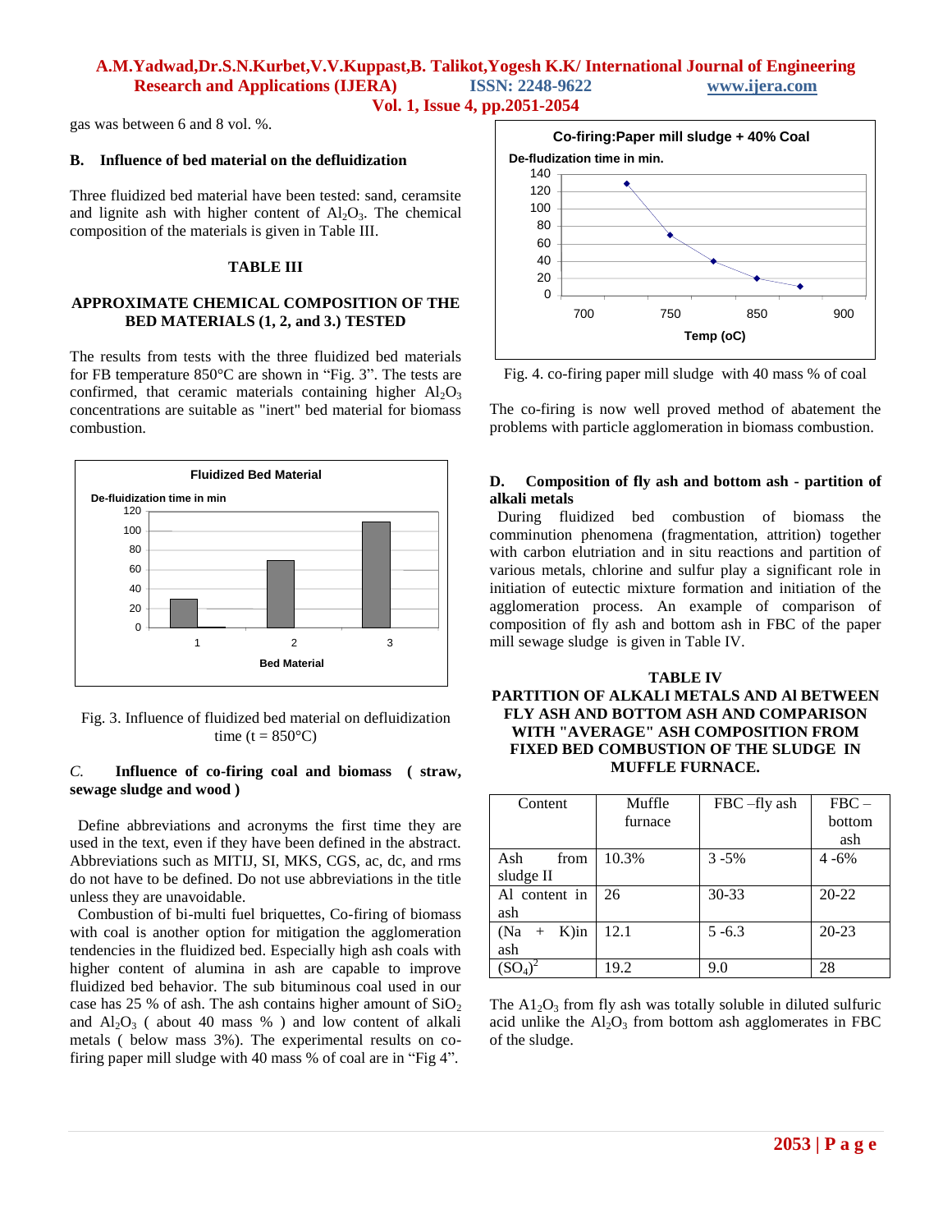gas was between 6 and 8 vol. %.

### B. Influence of bed material on the defluidization

Three fluidized bed material have been tested: sand, ceramsite and lignite ash with higher content of $Al_2O_3$. The chemical composition of the materials is given in Table III.

**TABLE III**

**APPROXIMATE CHEMICAL COMPOSITION OF THE BED MATERIALS (1, 2, and 3.) TESTED**

The results from tests with the three fluidized bed materials for FB temperature 850°C are shown in "Fig. 3". The tests are confirmed, that ceramic materials containing higher $Al_2O_3$ concentrations are suitable as "inert" bed material for biomass combustion.

Fig. 3. Influence of fluidized bed material on defluidization time (t = 850°C)

### *C.* Influence of co-firing coal and biomass ( straw, sewage sludge and wood )

Define abbreviations and acronyms the first time they are used in the text, even if they have been defined in the abstract. Abbreviations such as MITIJ, SI, MKS, CGS, ac, dc, and rms do not have to be defined. Do not use abbreviations in the title unless they are unavoidable.

Combustion of bi-multi fuel briquettes, Co-firing of biomass with coal is another option for mitigation the agglomeration tendencies in the fluidized bed. Especially high ash coals with higher content of alumina in ash are capable to improve fluidized bed behavior. The sub bituminous coal used in our case has 25 % of ash. The ash contains higher amount of $SiO_2$ and $Al_2O_3$ ( about 40 mass % ) and low content of alkali metals ( below mass 3%). The experimental results on co-firing paper mill sludge with 40 mass % of coal are in "Fig 4".

Fig. 4. co-firing paper mill sludge with 40 mass % of coal

The co-firing is now well proved method of abatement the problems with particle agglomeration in biomass combustion.

### D. Composition of fly ash and bottom ash - partition of alkali metals

During fluidized bed combustion of biomass the comminution phenomena (fragmentation, attrition) together with carbon elutriation and in situ reactions and partition of various metals, chlorine and sulfur play a significant role in initiation of eutectic mixture formation and initiation of the agglomeration process. An example of comparison of composition of fly ash and bottom ash in FBC of the paper mill sewage sludge is given in Table IV.

**TABLE IV**

**PARTITION OF ALKALI METALS AND Al BETWEEN FLY ASH AND BOTTOM ASH AND COMPARISON WITH "AVERAGE" ASH COMPOSITION FROM FIXED BED COMBUSTION OF THE SLUDGE IN MUFFLE FURNACE.**

| Content | Muffle furnace | FBC –fly ash | FBC – bottom ash |
|---|---|---|---|
| Ash from sludge II | 10.3% | 3 -5% | 4 -6% |
| Al content in ash | 26 | 30-33 | 20-22 |
| (Na + K)in ash | 12.1 | 5 -6.3 | 20-23 |
| $(SO_4)^2$ | 19.2 | 9.0 | 28 |

The $A1_2O_3$ from fly ash was totally soluble in diluted sulfuric acid unlike the $Al_2O_3$ from bottom ash agglomerates in FBC of the sludge.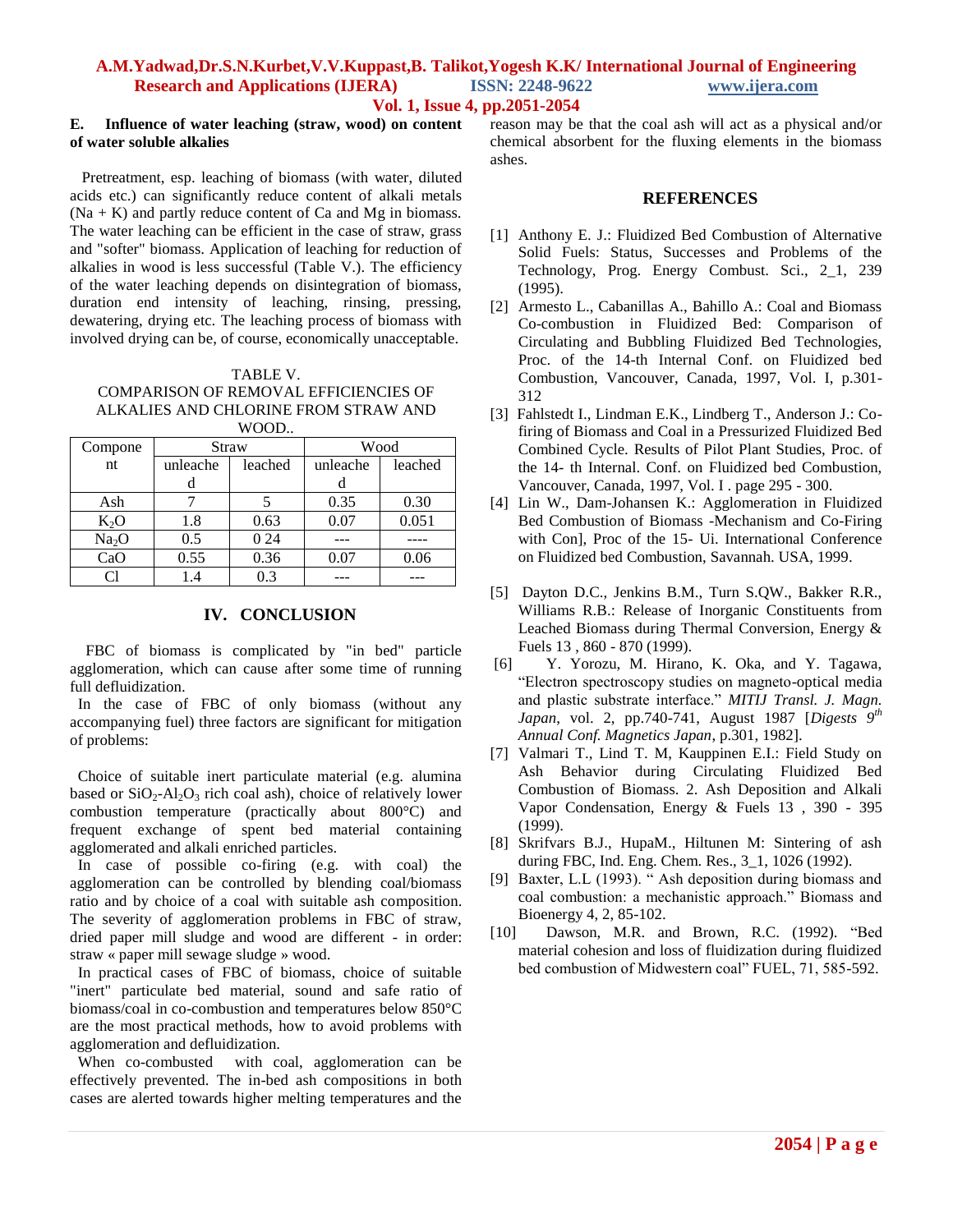### E. Influence of water leaching (straw, wood) on content of water soluble alkalies

Pretreatment, esp. leaching of biomass (with water, diluted acids etc.) can significantly reduce content of alkali metals (Na + K) and partly reduce content of Ca and Mg in biomass. The water leaching can be efficient in the case of straw, grass and "softer" biomass. Application of leaching for reduction of alkalies in wood is less successful (Table V.). The efficiency of the water leaching depends on disintegration of biomass, duration end intensity of leaching, rinsing, pressing, dewatering, drying etc. The leaching process of biomass with involved drying can be, of course, economically unacceptable.

TABLE V.
COMPARISON OF REMOVAL EFFICIENCIES OF ALKALIES AND CHLORINE FROM STRAW AND WOOD..

| Component | Straw | | Wood | |
|---|---|---|---|---|
| | unleached | leached | unleached | leached |
| Ash | 7 | 5 | 0.35 | 0.30 |
| $K_2O$ | 1.8 | 0.63 | 0.07 | 0.051 |
| $Na_2O$ | 0.5 | 0 24 | --- | ---- |
| CaO | 0.55 | 0.36 | 0.07 | 0.06 |
| Cl | 1.4 | 0.3 | --- | --- |

## IV. CONCLUSION

FBC of biomass is complicated by "in bed" particle agglomeration, which can cause after some time of running full defluidization.

In the case of FBC of only biomass (without any accompanying fuel) three factors are significant for mitigation of problems:

Choice of suitable inert particulate material (e.g. alumina based or $SiO_2$-$Al_2O_3$ rich coal ash), choice of relatively lower combustion temperature (practically about 800°C) and frequent exchange of spent bed material containing agglomerated and alkali enriched particles.

In case of possible co-firing (e.g. with coal) the agglomeration can be controlled by blending coal/biomass ratio and by choice of a coal with suitable ash composition. The severity of agglomeration problems in FBC of straw, dried paper mill sludge and wood are different - in order: straw « paper mill sewage sludge » wood.

In practical cases of FBC of biomass, choice of suitable "inert" particulate bed material, sound and safe ratio of biomass/coal in co-combustion and temperatures below 850°C are the most practical methods, how to avoid problems with agglomeration and defluidization.

When co-combusted with coal, agglomeration can be effectively prevented. The in-bed ash compositions in both cases are alerted towards higher melting temperatures and the reason may be that the coal ash will act as a physical and/or chemical absorbent for the fluxing elements in the biomass ashes.

## REFERENCES

[1] Anthony E. J.: Fluidized Bed Combustion of Alternative Solid Fuels: Status, Successes and Problems of the Technology, Prog. Energy Combust. Sci., 2_1, 239 (1995).

[2] Armesto L., Cabanillas A., Bahillo A.: Coal and Biomass Co-combustion in Fluidized Bed: Comparison of Circulating and Bubbling Fluidized Bed Technologies, Proc. of the 14-th Internal Conf. on Fluidized bed Combustion, Vancouver, Canada, 1997, Vol. I, p.301-312

[3] Fahlstedt I., Lindman E.K., Lindberg T., Anderson J.: Co-firing of Biomass and Coal in a Pressurized Fluidized Bed Combined Cycle. Results of Pilot Plant Studies, Proc. of the 14- th Internal. Conf. on Fluidized bed Combustion, Vancouver, Canada, 1997, Vol. I . page 295 - 300.

[4] Lin W., Dam-Johansen K.: Agglomeration in Fluidized Bed Combustion of Biomass -Mechanism and Co-Firing with Con], Proc of the 15- Ui. International Conference on Fluidized bed Combustion, Savannah. USA, 1999.

[5] Dayton D.C., Jenkins B.M., Turn S.QW., Bakker R.R., Williams R.B.: Release of Inorganic Constituents from Leached Biomass during Thermal Conversion, Energy & Fuels 13 , 860 - 870 (1999).

[6] Y. Yorozu, M. Hirano, K. Oka, and Y. Tagawa, "Electron spectroscopy studies on magneto-optical media and plastic substrate interface." *MITIJ Transl. J. Magn. Japan*, vol. 2, pp.740-741, August 1987 [*Digests 9th Annual Conf. Magnetics Japan*, p.301, 1982].

[7] Valmari T., Lind T. M, Kauppinen E.I.: Field Study on Ash Behavior during Circulating Fluidized Bed Combustion of Biomass. 2. Ash Deposition and Alkali Vapor Condensation, Energy & Fuels 13 , 390 - 395 (1999).

[8] Skrifvars B.J., HupaM., Hiltunen M: Sintering of ash during FBC, Ind. Eng. Chem. Res., 3_1, 1026 (1992).

[9] Baxter, L.L (1993). " Ash deposition during biomass and coal combustion: a mechanistic approach." Biomass and Bioenergy 4, 2, 85-102.

[10] Dawson, M.R. and Brown, R.C. (1992). "Bed material cohesion and loss of fluidization during fluidized bed combustion of Midwestern coal" FUEL, 71, 585-592.